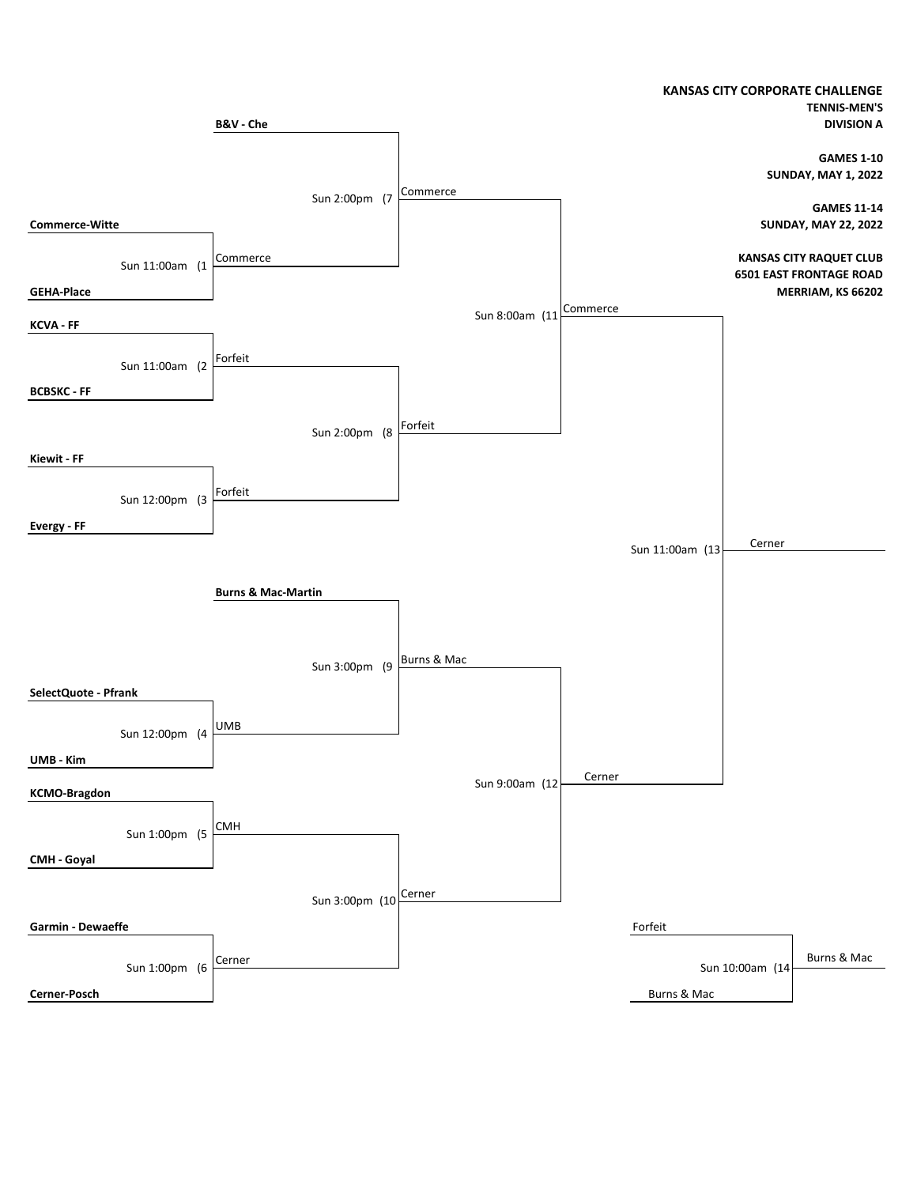**KANSAS CITY CORPORATE CHALLENGE**
**TENNIS-MEN'S**
**DIVISION A**

**GAMES 1-10**
**SUNDAY, MAY 1, 2022**

**GAMES 11-14**
**SUNDAY, MAY 22, 2022**

**KANSAS CITY RAQUET CLUB**
**6501 EAST FRONTAGE ROAD**
**MERRIAM, KS 66202**

| Game | Time | Team 1 | Team 2 | Winner |
| --- | --- | --- | --- | --- |
| 1 | Sun 11:00am | **Commerce-Witte** | **GEHA-Place** | Commerce |
| 2 | Sun 11:00am | **KCVA - FF** | **BCBSKC - FF** | Forfeit |
| 3 | Sun 12:00pm | **Kiewit - FF** | **Evergy - FF** | Forfeit |
| 4 | Sun 12:00pm | **SelectQuote - Pfrank** | **UMB - Kim** | UMB |
| 5 | Sun 1:00pm | **KCMO-Bragdon** | **CMH - Goyal** | CMH |
| 6 | Sun 1:00pm | **Garmin - Dewaeffe** | **Cerner-Posch** | Cerner |
| 7 | Sun 2:00pm | **B&V - Che** | Commerce | Commerce |
| 8 | Sun 2:00pm | Forfeit | Forfeit | Forfeit |
| 9 | Sun 3:00pm | **Burns & Mac-Martin** | UMB | Burns & Mac |
| 10 | Sun 3:00pm | CMH | Cerner | Cerner |
| 11 | Sun 8:00am | Commerce | Forfeit | Commerce |
| 12 | Sun 9:00am | Burns & Mac | Cerner | Cerner |
| 13 | Sun 11:00am | Commerce | Cerner | Cerner |
| 14 | Sun 10:00am | Forfeit | Burns & Mac | Burns & Mac |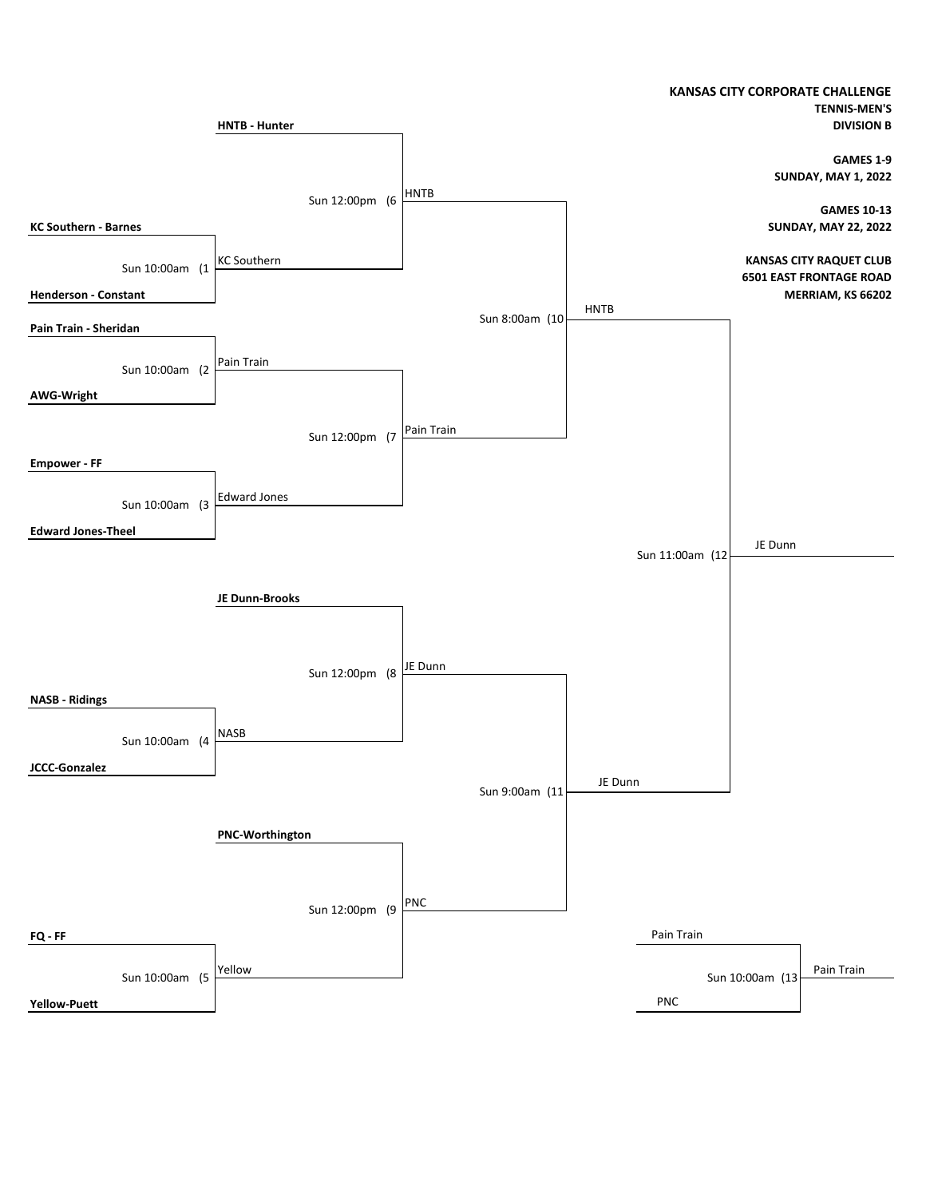**KANSAS CITY CORPORATE CHALLENGE**
**TENNIS-MEN'S**
**DIVISION B**

**GAMES 1-9**
**SUNDAY, MAY 1, 2022**

**GAMES 10-13**
**SUNDAY, MAY 22, 2022**

**KANSAS CITY RAQUET CLUB**
**6501 EAST FRONTAGE ROAD**
**MERRIAM, KS 66202**

| Game | Time | Team 1 | Team 2 | Winner |
|---|---|---|---|---|
| (1 | Sun 10:00am | KC Southern - Barnes | Henderson - Constant | KC Southern |
| (2 | Sun 10:00am | Pain Train - Sheridan | AWG-Wright | Pain Train |
| (3 | Sun 10:00am | Empower - FF | Edward Jones-Theel | Edward Jones |
| (4 | Sun 10:00am | NASB - Ridings | JCCC-Gonzalez | NASB |
| (5 | Sun 10:00am | FQ - FF | Yellow-Puett | Yellow |
| (6 | Sun 12:00pm | HNTB - Hunter | KC Southern | HNTB |
| (7 | Sun 12:00pm | Pain Train | Edward Jones | Pain Train |
| (8 | Sun 12:00pm | JE Dunn-Brooks | NASB | JE Dunn |
| (9 | Sun 12:00pm | PNC-Worthington | Yellow | PNC |
| (10 | Sun 8:00am | HNTB | Pain Train | HNTB |
| (11 | Sun 9:00am | JE Dunn | PNC | JE Dunn |
| (12 | Sun 11:00am | HNTB | JE Dunn | JE Dunn |
| (13 | Sun 10:00am | Pain Train | PNC | Pain Train |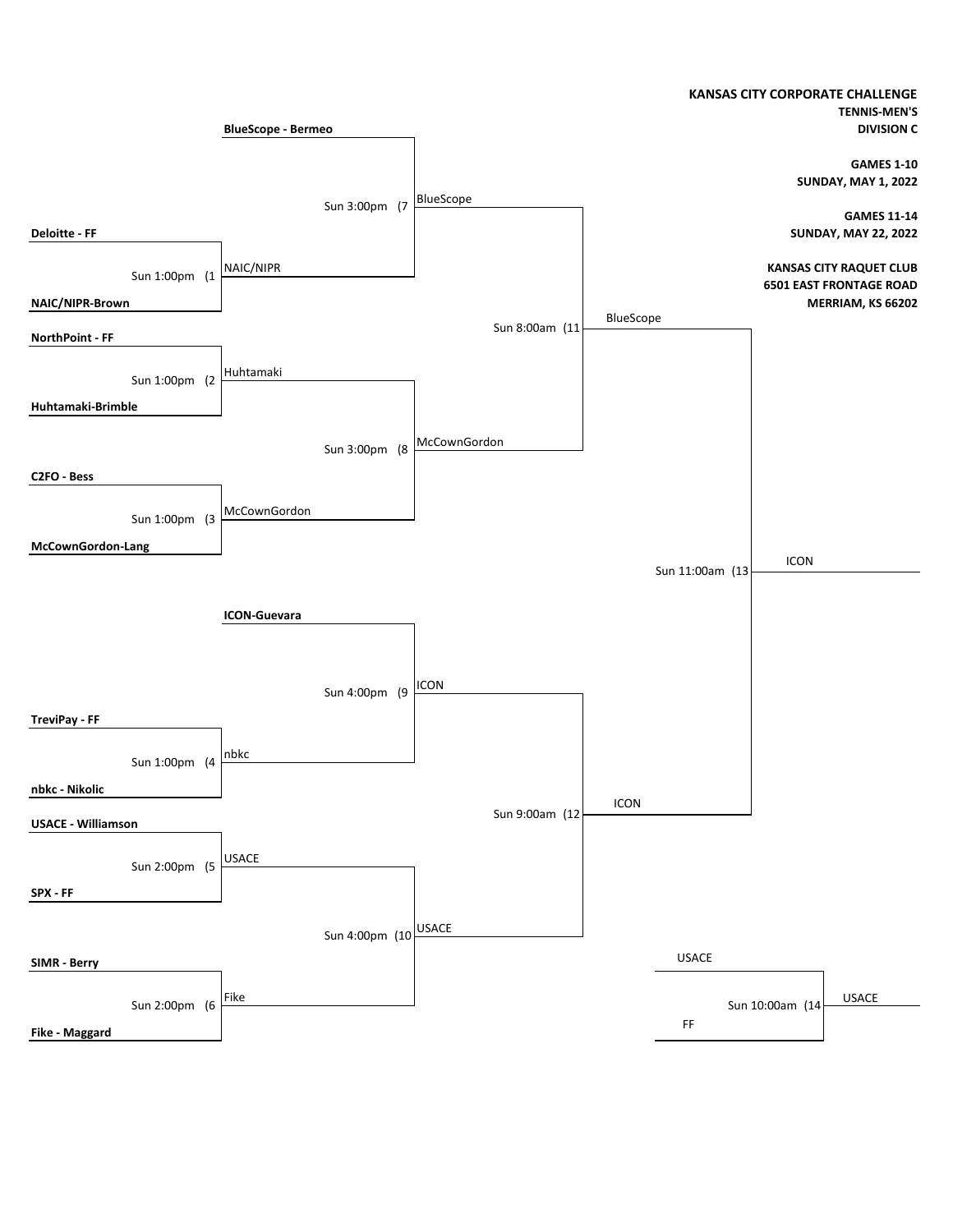**KANSAS CITY CORPORATE CHALLENGE**
**TENNIS-MEN'S**
**DIVISION C**

**GAMES 1-10**
**SUNDAY, MAY 1, 2022**

**GAMES 11-14**
**SUNDAY, MAY 22, 2022**

**KANSAS CITY RAQUET CLUB**
**6501 EAST FRONTAGE ROAD**
**MERRIAM, KS 66202**

| Game | Time | Team 1 | Team 2 | Winner |
|---|---|---|---|---|
| 1 | Sun 1:00pm | Deloitte - FF | NAIC/NIPR-Brown | NAIC/NIPR |
| 2 | Sun 1:00pm | NorthPoint - FF | Huhtamaki-Brimble | Huhtamaki |
| 3 | Sun 1:00pm | C2FO - Bess | McCownGordon-Lang | McCownGordon |
| 4 | Sun 1:00pm | TreviPay - FF | nbkc - Nikolic | nbkc |
| 5 | Sun 2:00pm | USACE - Williamson | SPX - FF | USACE |
| 6 | Sun 2:00pm | SIMR - Berry | Fike - Maggard | Fike |
| 7 | Sun 3:00pm | BlueScope - Bermeo | NAIC/NIPR | BlueScope |
| 8 | Sun 3:00pm | Huhtamaki | McCownGordon | McCownGordon |
| 9 | Sun 4:00pm | ICON-Guevara | nbkc | ICON |
| 10 | Sun 4:00pm | USACE | Fike | USACE |
| 11 | Sun 8:00am | BlueScope | McCownGordon | BlueScope |
| 12 | Sun 9:00am | ICON | USACE | ICON |
| 13 | Sun 11:00am | BlueScope | ICON | ICON |
| 14 | Sun 10:00am | USACE | FF | USACE |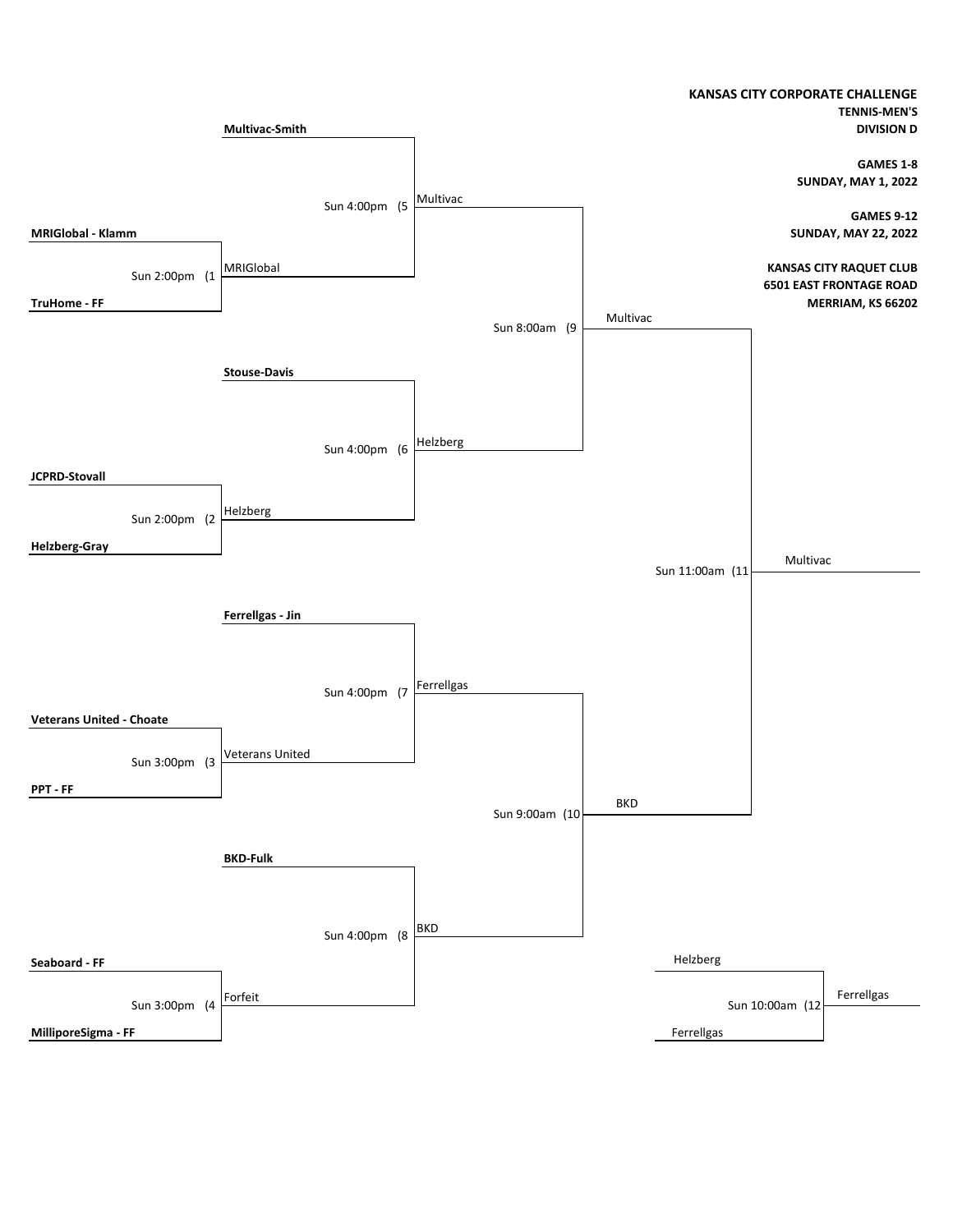**KANSAS CITY CORPORATE CHALLENGE**
**TENNIS-MEN'S**
**DIVISION D**

**GAMES 1-8**
**SUNDAY, MAY 1, 2022**

**GAMES 9-12**
**SUNDAY, MAY 22, 2022**

**KANSAS CITY RAQUET CLUB**
**6501 EAST FRONTAGE ROAD**
**MERRIAM, KS 66202**

| Game | Time | Team 1 | Team 2 | Winner |
|---|---|---|---|---|
| (1 | Sun 2:00pm | **MRIGlobal - Klamm** | **TruHome - FF** | MRIGlobal |
| (2 | Sun 2:00pm | **JCPRD-Stovall** | **Helzberg-Gray** | Helzberg |
| (3 | Sun 3:00pm | **Veterans United - Choate** | **PPT - FF** | Veterans United |
| (4 | Sun 3:00pm | **Seaboard - FF** | **MilliporeSigma - FF** | Forfeit |
| (5 | Sun 4:00pm | **Multivac-Smith** | MRIGlobal | Multivac |
| (6 | Sun 4:00pm | **Stouse-Davis** | Helzberg | Helzberg |
| (7 | Sun 4:00pm | **Ferrellgas - Jin** | Veterans United | Ferrellgas |
| (8 | Sun 4:00pm | **BKD-Fulk** | Forfeit | BKD |
| (9 | Sun 8:00am | Multivac | Helzberg | Multivac |
| (10 | Sun 9:00am | Ferrellgas | BKD | BKD |
| (11 | Sun 11:00am | Multivac | BKD | Multivac |
| (12 | Sun 10:00am | Helzberg | Ferrellgas | Ferrellgas |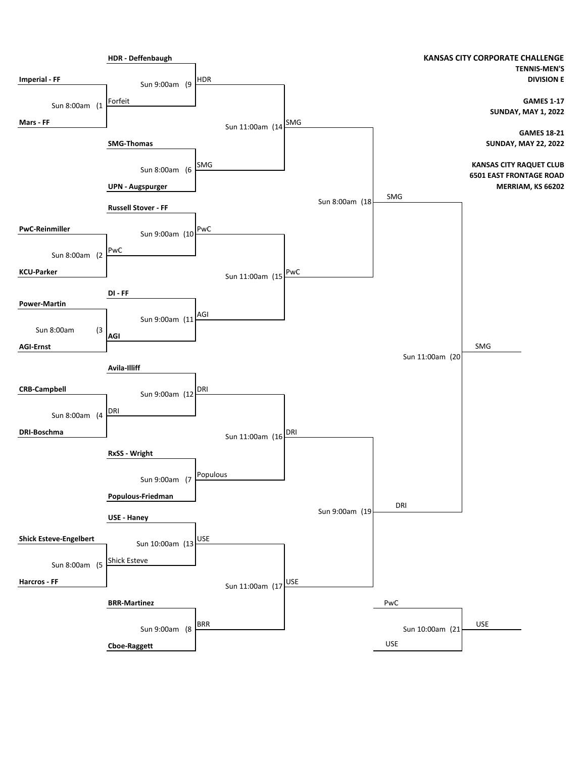# KANSAS CITY CORPORATE CHALLENGE

**TENNIS-MEN'S**
**DIVISION E**

**GAMES 1-17**
**SUNDAY, MAY 1, 2022**

**GAMES 18-21**
**SUNDAY, MAY 22, 2022**

**KANSAS CITY RAQUET CLUB**
**6501 EAST FRONTAGE ROAD**
**MERRIAM, KS 66202**

## First Round

| Game | Time | Team 1 | Team 2 | Winner |
|---|---|---|---|---|
| 1 | Sun 8:00am | **Imperial - FF** | **Mars - FF** | Forfeit |
| 2 | Sun 8:00am | **PwC-Reinmiller** | **KCU-Parker** | PwC |
| 3 | Sun 8:00am | **Power-Martin** | **AGI-Ernst** | **AGI** |
| 4 | Sun 8:00am | **CRB-Campbell** | **DRI-Boschma** | DRI |
| 5 | Sun 8:00am | **Shick Esteve-Engelbert** | **Harcros - FF** | Shick Esteve |

## Second Round

| Game | Time | Team 1 | Team 2 | Winner |
|---|---|---|---|---|
| 9 | Sun 9:00am | **HDR - Deffenbaugh** | Forfeit (Game 1) | HDR |
| 6 | Sun 8:00am | **SMG-Thomas** | **UPN - Augspurger** | SMG |
| 10 | Sun 9:00am | **Russell Stover - FF** | PwC (Game 2) | PwC |
| 11 | Sun 9:00am | **DI - FF** | AGI (Game 3) | AGI |
| 12 | Sun 9:00am | **Avila-Illiff** | DRI (Game 4) | DRI |
| 7 | Sun 9:00am | **RxSS - Wright** | **Populous-Friedman** | Populous |
| 13 | Sun 10:00am | **USE - Haney** | Shick Esteve (Game 5) | USE |
| 8 | Sun 9:00am | **BRR-Martinez** | **Cboe-Raggett** | BRR |

## Quarterfinals

| Game | Time | Team 1 | Team 2 | Winner |
|---|---|---|---|---|
| 14 | Sun 11:00am | HDR | SMG | SMG |
| 15 | Sun 11:00am | PwC | AGI | PwC |
| 16 | Sun 11:00am | DRI | Populous | DRI |
| 17 | Sun 11:00am | USE | BRR | USE |

## Semifinals

| Game | Time | Team 1 | Team 2 | Winner |
|---|---|---|---|---|
| 18 | Sun 8:00am | SMG | PwC | SMG |
| 19 | Sun 9:00am | DRI | USE | DRI |

## Final

| Game | Time | Team 1 | Team 2 | Winner |
|---|---|---|---|---|
| 20 | Sun 11:00am | SMG | DRI | SMG |

## Third Place

| Game | Time | Team 1 | Team 2 | Winner |
|---|---|---|---|---|
| 21 | Sun 10:00am | PwC | USE | USE |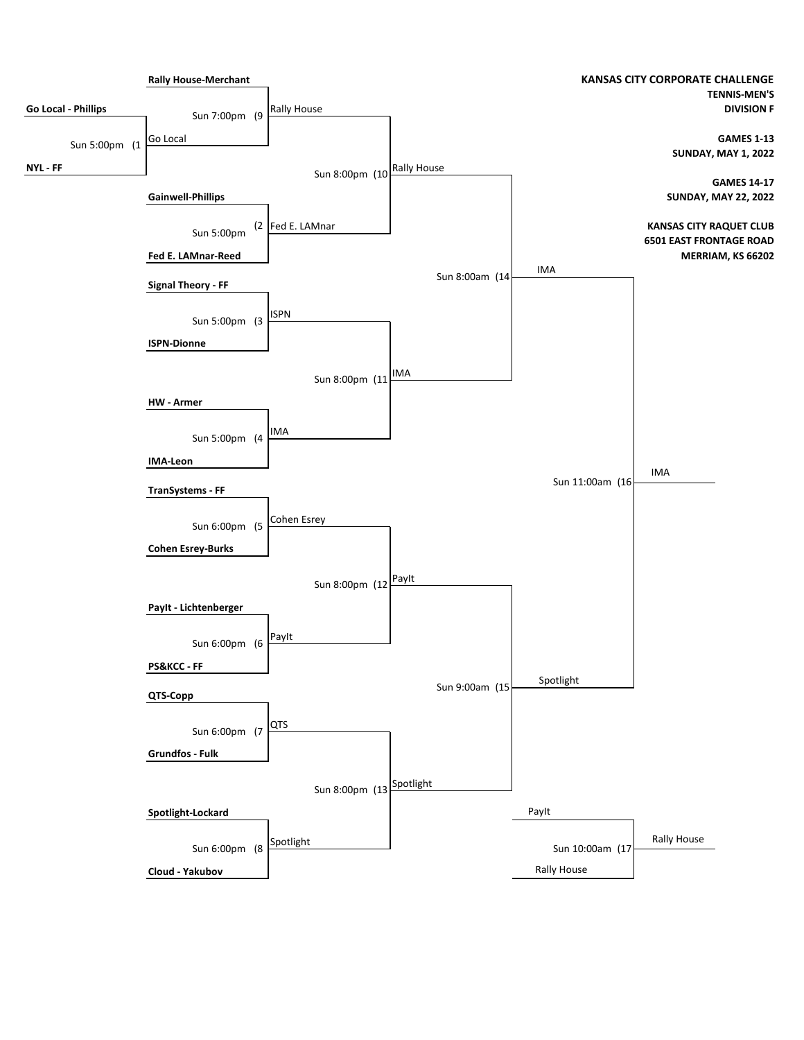# KANSAS CITY CORPORATE CHALLENGE

**TENNIS-MEN'S**
**DIVISION F**

**GAMES 1-13**
**SUNDAY, MAY 1, 2022**

**GAMES 14-17**
**SUNDAY, MAY 22, 2022**

**KANSAS CITY RAQUET CLUB**
**6501 EAST FRONTAGE ROAD**
**MERRIAM, KS 66202**

## First Round

| Game | Time | Team 1 | Team 2 | Winner |
|---|---|---|---|---|
| 1 | Sun 5:00pm | **Go Local - Phillips** | **NYL - FF** | Go Local |
| 2 | Sun 5:00pm | **Gainwell-Phillips** | **Fed E. LAMnar-Reed** | Fed E. LAMnar |
| 3 | Sun 5:00pm | **Signal Theory - FF** | **ISPN-Dionne** | ISPN |
| 4 | Sun 5:00pm | **HW - Armer** | **IMA-Leon** | IMA |
| 5 | Sun 6:00pm | **TranSystems - FF** | **Cohen Esrey-Burks** | Cohen Esrey |
| 6 | Sun 6:00pm | **PayIt - Lichtenberger** | **PS&KCC - FF** | PayIt |
| 7 | Sun 6:00pm | **QTS-Copp** | **Grundfos - Fulk** | QTS |
| 8 | Sun 6:00pm | **Spotlight-Lockard** | **Cloud - Yakubov** | Spotlight |

## Second Round

| Game | Time | Team 1 | Team 2 | Winner |
|---|---|---|---|---|
| 9 | Sun 7:00pm | **Rally House-Merchant** | Go Local | Rally House |
| 10 | Sun 8:00pm | Rally House | Fed E. LAMnar | Rally House |
| 11 | Sun 8:00pm | ISPN | IMA | IMA |
| 12 | Sun 8:00pm | Cohen Esrey | PayIt | PayIt |
| 13 | Sun 8:00pm | QTS | Spotlight | Spotlight |

## Semifinals

| Game | Time | Team 1 | Team 2 | Winner |
|---|---|---|---|---|
| 14 | Sun 8:00am | Rally House | IMA | IMA |
| 15 | Sun 9:00am | PayIt | Spotlight | Spotlight |

## Finals

| Game | Time | Team 1 | Team 2 | Winner |
|---|---|---|---|---|
| 16 | Sun 11:00am | IMA | Spotlight | IMA |
| 17 | Sun 10:00am | PayIt | Rally House | Rally House |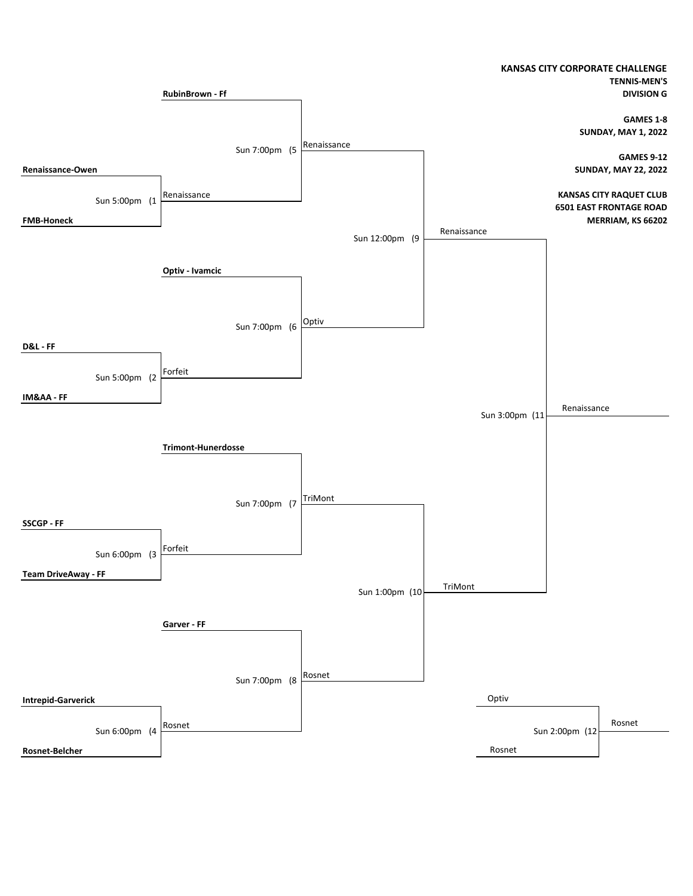**KANSAS CITY CORPORATE CHALLENGE**
**TENNIS-MEN'S**
**DIVISION G**

**GAMES 1-8**
**SUNDAY, MAY 1, 2022**

**GAMES 9-12**
**SUNDAY, MAY 22, 2022**

**KANSAS CITY RAQUET CLUB**
**6501 EAST FRONTAGE ROAD**
**MERRIAM, KS 66202**

**RubinBrown - Ff**

Sun 7:00pm (5

Renaissance

**Renaissance-Owen**

Sun 5:00pm (1

Renaissance

**FMB-Honeck**

Sun 12:00pm (9

Renaissance

**Optiv - Ivamcic**

Sun 7:00pm (6

Optiv

**D&L - FF**

Sun 5:00pm (2

Forfeit

**IM&AA - FF**

Sun 3:00pm (11

Renaissance

**Trimont-Hunerdosse**

Sun 7:00pm (7

TriMont

**SSCGP - FF**

Sun 6:00pm (3

Forfeit

**Team DriveAway - FF**

Sun 1:00pm (10

TriMont

**Garver - FF**

Sun 7:00pm (8

Rosnet

**Intrepid-Garverick**

Sun 6:00pm (4

Rosnet

**Rosnet-Belcher**

Optiv

Sun 2:00pm (12

Rosnet

Rosnet